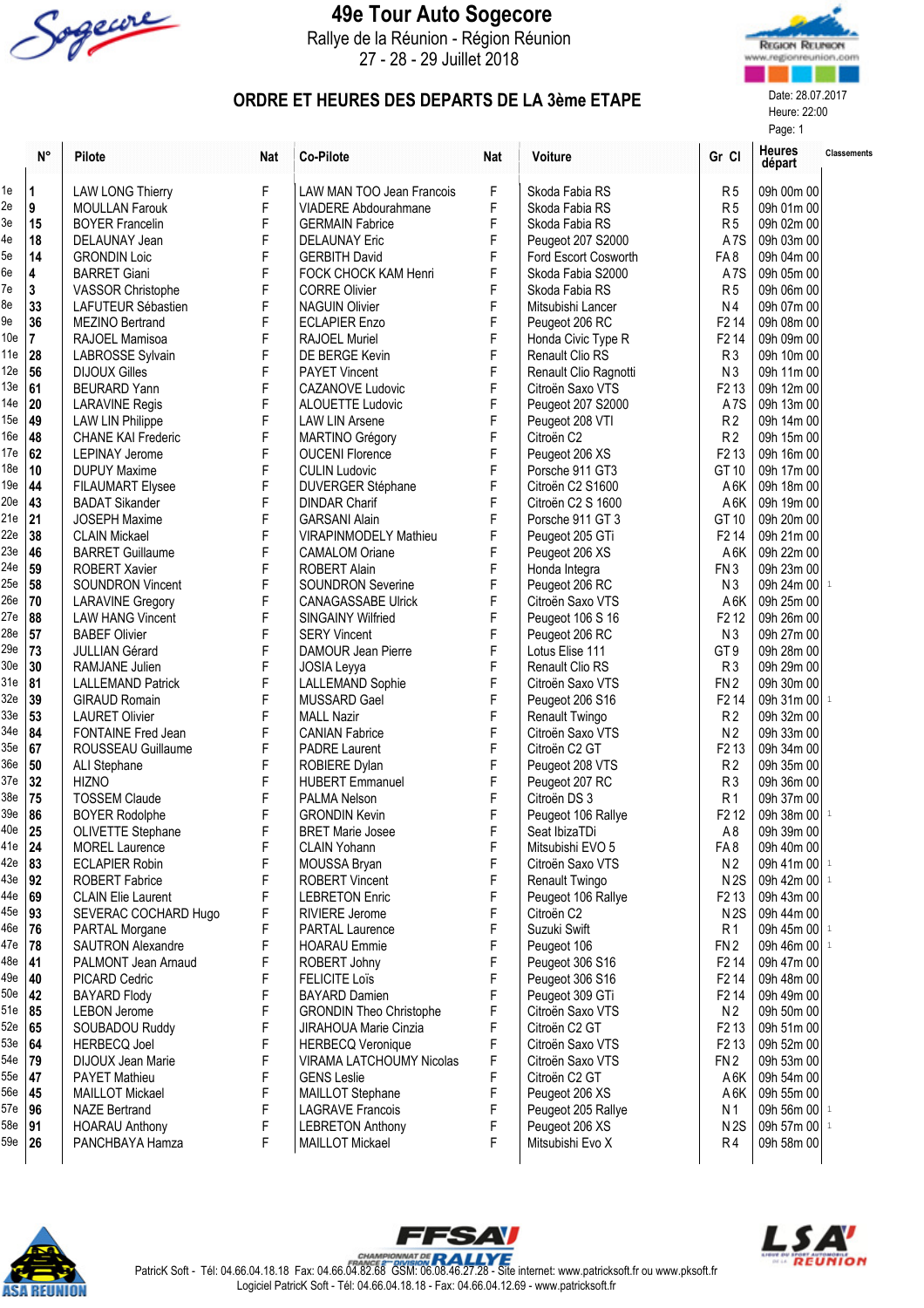# 49e Tour Auto Sogecore

Rallye de la Réunion - Région Réunion

27 - 28 - 29 Juillet 2018

## ORDRE ET HEURES DES DEPARTS DE LA 3ème ETAPE

Date: 28.07.2017
Heure: 22:00

| | N° | Pilote | Nat | Co-Pilote | Nat | Voiture | Gr Cl | Heures départ | Classements |
|---|---|---|---|---|---|---|---|---|---|
| 1e | 1 | LAW LONG Thierry | F | LAW MAN TOO Jean Francois | F | Skoda Fabia RS | R 5 | 09h 00m 00 | |
| 2e | 9 | MOULLAN Farouk | F | VIADERE Abdourahmane | F | Skoda Fabia RS | R 5 | 09h 01m 00 | |
| 3e | 15 | BOYER Francelin | F | GERMAIN Fabrice | F | Skoda Fabia RS | R 5 | 09h 02m 00 | |
| 4e | 18 | DELAUNAY Jean | F | DELAUNAY Eric | F | Peugeot 207 S2000 | A 7S | 09h 03m 00 | |
| 5e | 14 | GRONDIN Loic | F | GERBITH David | F | Ford Escort Cosworth | FA 8 | 09h 04m 00 | |
| 6e | 4 | BARRET Giani | F | FOCK CHOCK KAM Henri | F | Skoda Fabia S2000 | A 7S | 09h 05m 00 | |
| 7e | 3 | VASSOR Christophe | F | CORRE Olivier | F | Skoda Fabia RS | R 5 | 09h 06m 00 | |
| 8e | 33 | LAFUTEUR Sébastien | F | NAGUIN Olivier | F | Mitsubishi Lancer | N 4 | 09h 07m 00 | |
| 9e | 36 | MEZINO Bertrand | F | ECLAPIER Enzo | F | Peugeot 206 RC | F2 14 | 09h 08m 00 | |
| 10e | 7 | RAJOEL Mamisoa | F | RAJOEL Muriel | F | Honda Civic Type R | F2 14 | 09h 09m 00 | |
| 11e | 28 | LABROSSE Sylvain | F | DE BERGE Kevin | F | Renault Clio RS | R 3 | 09h 10m 00 | |
| 12e | 56 | DIJOUX Gilles | F | PAYET Vincent | F | Renault Clio Ragnotti | N 3 | 09h 11m 00 | |
| 13e | 61 | BEURARD Yann | F | CAZANOVE Ludovic | F | Citroën Saxo VTS | F2 13 | 09h 12m 00 | |
| 14e | 20 | LARAVINE Regis | F | ALOUETTE Ludovic | F | Peugeot 207 S2000 | A 7S | 09h 13m 00 | |
| 15e | 49 | LAW LIN Philippe | F | LAW LIN Arsene | F | Peugeot 208 VTI | R 2 | 09h 14m 00 | |
| 16e | 48 | CHANE KAI Frederic | F | MARTINO Grégory | F | Citroën C2 | R 2 | 09h 15m 00 | |
| 17e | 62 | LEPINAY Jerome | F | OUCENI Florence | F | Peugeot 206 XS | F2 13 | 09h 16m 00 | |
| 18e | 10 | DUPUY Maxime | F | CULIN Ludovic | F | Porsche 911 GT3 | GT 10 | 09h 17m 00 | |
| 19e | 44 | FILAUMART Elysee | F | DUVERGER Stéphane | F | Citroën C2 S1600 | A 6K | 09h 18m 00 | |
| 20e | 43 | BADAT Sikander | F | DINDAR Charif | F | Citroën C2 S 1600 | A 6K | 09h 19m 00 | |
| 21e | 21 | JOSEPH Maxime | F | GARSANI Alain | F | Porsche 911 GT 3 | GT 10 | 09h 20m 00 | |
| 22e | 38 | CLAIN Mickael | F | VIRAPINMODELY Mathieu | F | Peugeot 205 GTi | F2 14 | 09h 21m 00 | |
| 23e | 46 | BARRET Guillaume | F | CAMALOM Oriane | F | Peugeot 206 XS | A 6K | 09h 22m 00 | |
| 24e | 59 | ROBERT Xavier | F | ROBERT Alain | F | Honda Integra | FN 3 | 09h 23m 00 | |
| 25e | 58 | SOUNDRON Vincent | F | SOUNDRON Severine | F | Peugeot 206 RC | N 3 | 09h 24m 00 | 1 |
| 26e | 70 | LARAVINE Gregory | F | CANAGASSABE Ulrick | F | Citroën Saxo VTS | A 6K | 09h 25m 00 | |
| 27e | 88 | LAW HANG Vincent | F | SINGAINY Wilfried | F | Peugeot 106 S 16 | F2 12 | 09h 26m 00 | |
| 28e | 57 | BABEF Olivier | F | SERY Vincent | F | Peugeot 206 RC | N 3 | 09h 27m 00 | |
| 29e | 73 | JULLIAN Gérard | F | DAMOUR Jean Pierre | F | Lotus Elise 111 | GT 9 | 09h 28m 00 | |
| 30e | 30 | RAMJANE Julien | F | JOSIA Leyya | F | Renault Clio RS | R 3 | 09h 29m 00 | |
| 31e | 81 | LALLEMAND Patrick | F | LALLEMAND Sophie | F | Citroën Saxo VTS | FN 2 | 09h 30m 00 | |
| 32e | 39 | GIRAUD Romain | F | MUSSARD Gael | F | Peugeot 206 S16 | F2 14 | 09h 31m 00 | 1 |
| 33e | 53 | LAURET Olivier | F | MALL Nazir | F | Renault Twingo | R 2 | 09h 32m 00 | |
| 34e | 84 | FONTAINE Fred Jean | F | CANIAN Fabrice | F | Citroën Saxo VTS | N 2 | 09h 33m 00 | |
| 35e | 67 | ROUSSEAU Guillaume | F | PADRE Laurent | F | Citroën C2 GT | F2 13 | 09h 34m 00 | |
| 36e | 50 | ALI Stephane | F | ROBIERE Dylan | F | Peugeot 208 VTS | R 2 | 09h 35m 00 | |
| 37e | 32 | HIZNO | F | HUBERT Emmanuel | F | Peugeot 207 RC | R 3 | 09h 36m 00 | |
| 38e | 75 | TOSSEM Claude | F | PALMA Nelson | F | Citroën DS 3 | R 1 | 09h 37m 00 | |
| 39e | 86 | BOYER Rodolphe | F | GRONDIN Kevin | F | Peugeot 106 Rallye | F2 12 | 09h 38m 00 | 1 |
| 40e | 25 | OLIVETTE Stephane | F | BRET Marie Josee | F | Seat IbizaTDi | A 8 | 09h 39m 00 | |
| 41e | 24 | MOREL Laurence | F | CLAIN Yohann | F | Mitsubishi EVO 5 | FA 8 | 09h 40m 00 | |
| 42e | 83 | ECLAPIER Robin | F | MOUSSA Bryan | F | Citroën Saxo VTS | N 2 | 09h 41m 00 | 1 |
| 43e | 92 | ROBERT Fabrice | F | ROBERT Vincent | F | Renault Twingo | N 2S | 09h 42m 00 | 1 |
| 44e | 69 | CLAIN Elie Laurent | F | LEBRETON Enric | F | Peugeot 106 Rallye | F2 13 | 09h 43m 00 | |
| 45e | 93 | SEVERAC COCHARD Hugo | F | RIVIERE Jerome | F | Citroën C2 | N 2S | 09h 44m 00 | |
| 46e | 76 | PARTAL Morgane | F | PARTAL Laurence | F | Suzuki Swift | R 1 | 09h 45m 00 | 1 |
| 47e | 78 | SAUTRON Alexandre | F | HOARAU Emmie | F | Peugeot 106 | FN 2 | 09h 46m 00 | 1 |
| 48e | 41 | PALMONT Jean Arnaud | F | ROBERT Johny | F | Peugeot 306 S16 | F2 14 | 09h 47m 00 | |
| 49e | 40 | PICARD Cedric | F | FELICITE Loïs | F | Peugeot 306 S16 | F2 14 | 09h 48m 00 | |
| 50e | 42 | BAYARD Flody | F | BAYARD Damien | F | Peugeot 309 GTi | F2 14 | 09h 49m 00 | |
| 51e | 85 | LEBON Jerome | F | GRONDIN Theo Christophe | F | Citroën Saxo VTS | N 2 | 09h 50m 00 | |
| 52e | 65 | SOUBADOU Ruddy | F | JIRAHOUA Marie Cinzia | F | Citroën C2 GT | F2 13 | 09h 51m 00 | |
| 53e | 64 | HERBECQ Joel | F | HERBECQ Veronique | F | Citroën Saxo VTS | F2 13 | 09h 52m 00 | |
| 54e | 79 | DIJOUX Jean Marie | F | VIRAMA LATCHOUMY Nicolas | F | Citroën Saxo VTS | FN 2 | 09h 53m 00 | |
| 55e | 47 | PAYET Mathieu | F | GENS Leslie | F | Citroën C2 GT | A 6K | 09h 54m 00 | |
| 56e | 45 | MAILLOT Mickael | F | MAILLOT Stephane | F | Peugeot 206 XS | A 6K | 09h 55m 00 | |
| 57e | 96 | NAZE Bertrand | F | LAGRAVE Francois | F | Peugeot 205 Rallye | N 1 | 09h 56m 00 | 1 |
| 58e | 91 | HOARAU Anthony | F | LEBRETON Anthony | F | Peugeot 206 XS | N 2S | 09h 57m 00 | 1 |
| 59e | 26 | PANCHBAYA Hamza | F | MAILLOT Mickael | F | Mitsubishi Evo X | R 4 | 09h 58m 00 | |

PatricK Soft - Tél: 04.66.04.18.18 Fax: 04.66.04.82.68 GSM: 06.08.46.27.28 - Site internet: www.patricksoft.fr ou www.pksoft.fr
Logiciel PatricK Soft - Tél: 04.66.04.18.18 - Fax: 04.66.04.12.69 - www.patricksoft.fr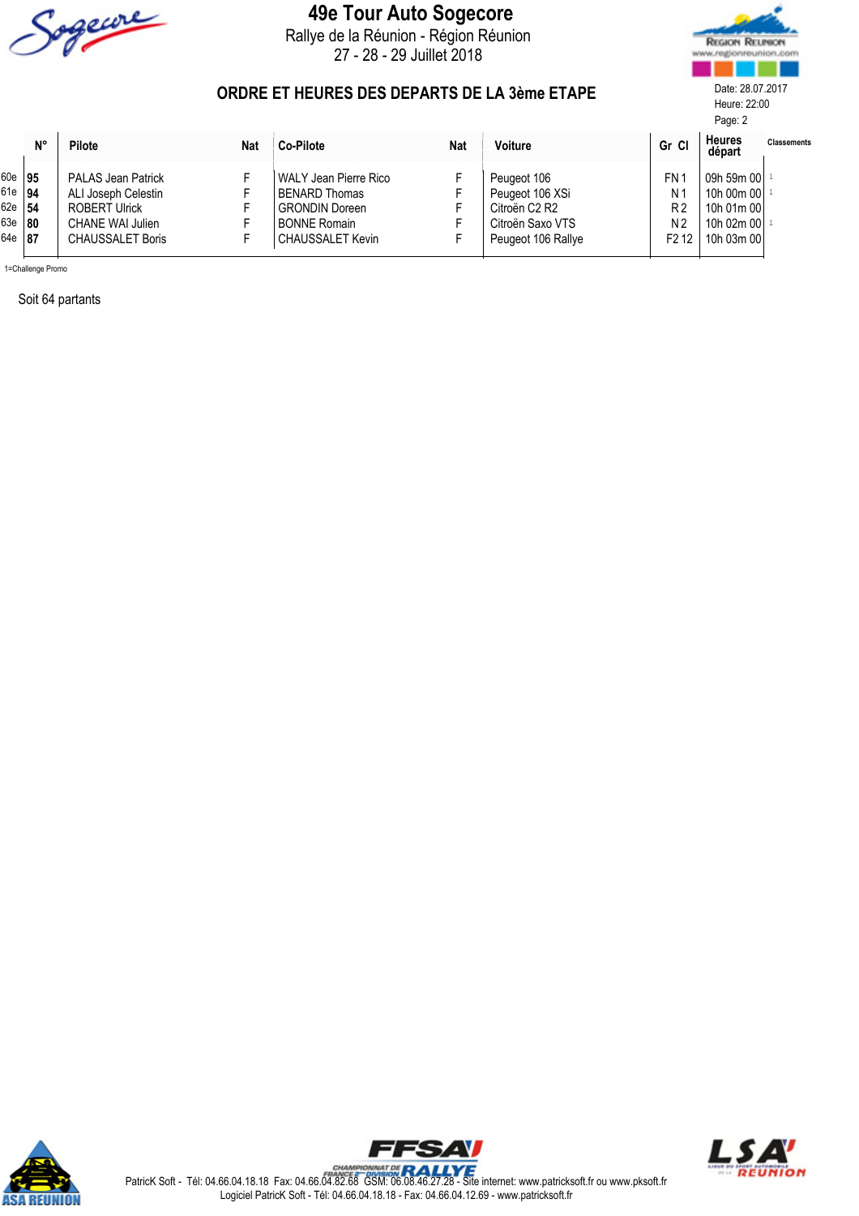# 49e Tour Auto Sogecore

Rallye de la Réunion - Région Réunion

27 - 28 - 29 Juillet 2018

## ORDRE ET HEURES DES DEPARTS DE LA 3ème ETAPE

Date: 28.07.2017
Heure: 22:00

| | N° | Pilote | Nat | Co-Pilote | Nat | Voiture | Gr Cl | Heures départ | Classements |
|---|---|---|---|---|---|---|---|---|---|
| 60e | **95** | PALAS Jean Patrick | F | WALY Jean Pierre Rico | F | Peugeot 106 | FN 1 | 09h 59m 00 | 1 |
| 61e | **94** | ALI Joseph Celestin | F | BENARD Thomas | F | Peugeot 106 XSi | N 1 | 10h 00m 00 | 1 |
| 62e | **54** | ROBERT Ulrick | F | GRONDIN Doreen | F | Citroën C2 R2 | R 2 | 10h 01m 00 | |
| 63e | **80** | CHANE WAI Julien | F | BONNE Romain | F | Citroën Saxo VTS | N 2 | 10h 02m 00 | 1 |
| 64e | **87** | CHAUSSALET Boris | F | CHAUSSALET Kevin | F | Peugeot 106 Rallye | F2 12 | 10h 03m 00 | |

1=Challenge Promo

Soit 64 partants

PatricK Soft - Tél: 04.66.04.18.18 Fax: 04.66.04.82.68 GSM: 06.08.46.27.28 - Site internet: www.patricksoft.fr ou www.pksoft.fr
Logiciel PatricK Soft - Tél: 04.66.04.18.18 - Fax: 04.66.04.12.69 - www.patricksoft.fr